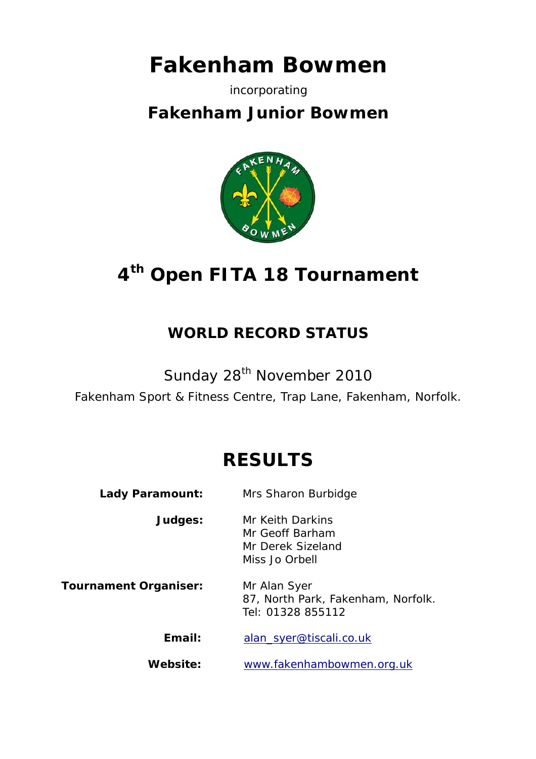# Fakenham Bowmen

incorporating

## Fakenham Junior Bowmen

# 4th Open FITA 18 Tournament

## WORLD RECORD STATUS

Sunday 28th November 2010

Fakenham Sport & Fitness Centre, Trap Lane, Fakenham, Norfolk.

# RESULTS

**Lady Paramount:** Mrs Sharon Burbidge

**Judges:** Mr Keith Darkins
Mr Geoff Barham
Mr Derek Sizeland
Miss Jo Orbell

**Tournament Organiser:** Mr Alan Syer
87, North Park, Fakenham, Norfolk.
Tel: 01328 855112

**Email:** alan_syer@tiscali.co.uk

**Website:** www.fakenhambowmen.org.uk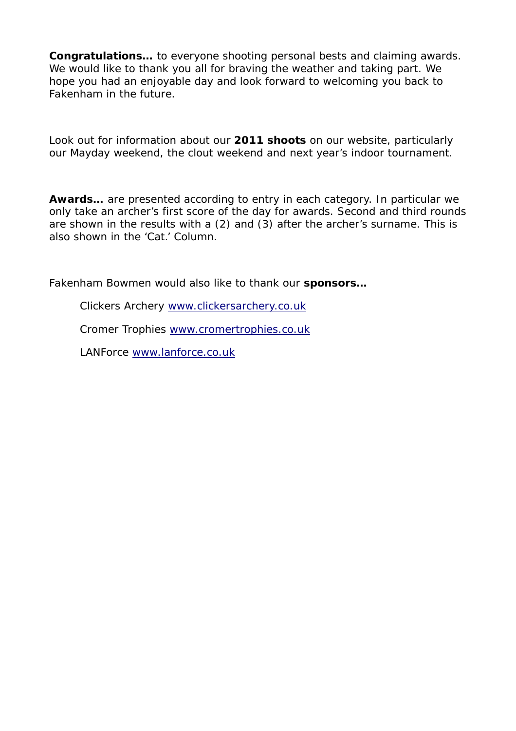**Congratulations…** to everyone shooting personal bests and claiming awards. We would like to thank you all for braving the weather and taking part. We hope you had an enjoyable day and look forward to welcoming you back to Fakenham in the future.

Look out for information about our **2011 shoots** on our website, particularly our Mayday weekend, the clout weekend and next year's indoor tournament.

**Awards…** are presented according to entry in each category. In particular we only take an archer's first score of the day for awards. Second and third rounds are shown in the results with a (2) and (3) after the archer's surname. This is also shown in the 'Cat.' Column.

Fakenham Bowmen would also like to thank our **sponsors…**

Clickers Archery [www.clickersarchery.co.uk](http://www.clickersarchery.co.uk)

Cromer Trophies [www.cromertrophies.co.uk](http://www.cromertrophies.co.uk)

LANForce [www.lanforce.co.uk](http://www.lanforce.co.uk)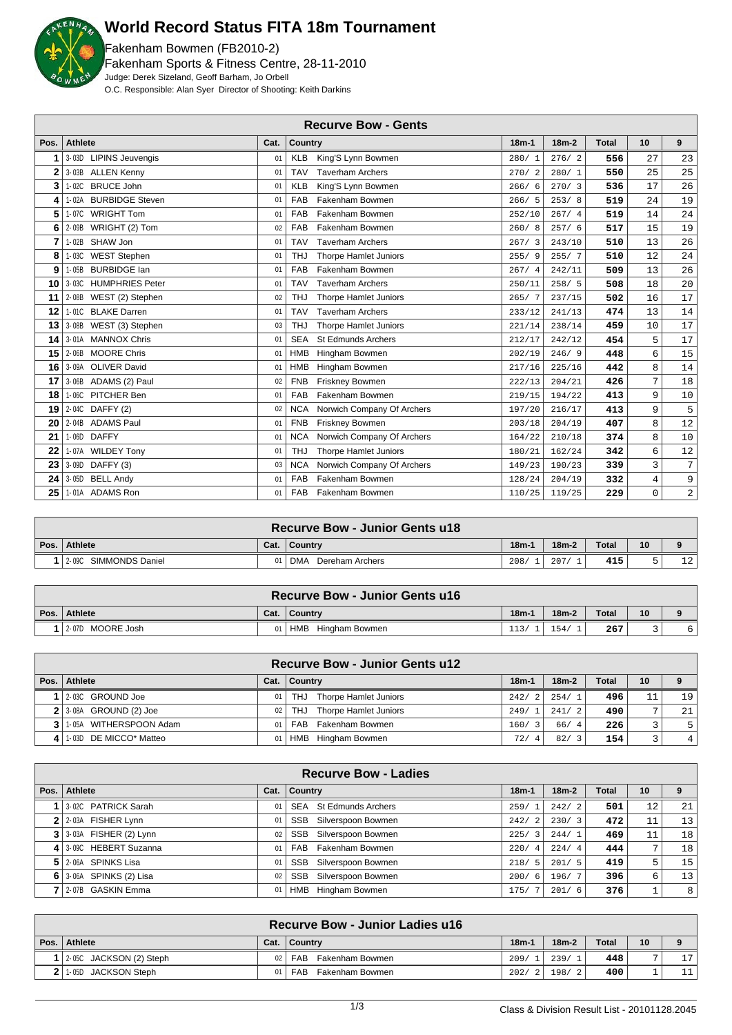# World Record Status FITA 18m Tournament

Fakenham Bowmen (FB2010-2)
Fakenham Sports & Fitness Centre, 28-11-2010
Judge: Derek Sizeland, Geoff Barham, Jo Orbell
O.C. Responsible: Alan Syer Director of Shooting: Keith Darkins

## Recurve Bow - Gents

| Pos. | Athlete | Cat. | Country | 18m-1 | 18m-2 | Total | 10 | 9 |
|---|---|---|---|---|---|---|---|---|
| 1 | 3-03D LIPINS Jeuvengis | 01 | KLB King'S Lynn Bowmen | 280/ 1 | 276/ 2 | 556 | 27 | 23 |
| 2 | 3-03B ALLEN Kenny | 01 | TAV Taverham Archers | 270/ 2 | 280/ 1 | 550 | 25 | 25 |
| 3 | 1-02C BRUCE John | 01 | KLB King'S Lynn Bowmen | 266/ 6 | 270/ 3 | 536 | 17 | 26 |
| 4 | 1-02A BURBIDGE Steven | 01 | FAB Fakenham Bowmen | 266/ 5 | 253/ 8 | 519 | 24 | 19 |
| 5 | 1-07C WRIGHT Tom | 01 | FAB Fakenham Bowmen | 252/10 | 267/ 4 | 519 | 14 | 24 |
| 6 | 2-09B WRIGHT (2) Tom | 02 | FAB Fakenham Bowmen | 260/ 8 | 257/ 6 | 517 | 15 | 19 |
| 7 | 1-02B SHAW Jon | 01 | TAV Taverham Archers | 267/ 3 | 243/10 | 510 | 13 | 26 |
| 8 | 1-03C WEST Stephen | 01 | THJ Thorpe Hamlet Juniors | 255/ 9 | 255/ 7 | 510 | 12 | 24 |
| 9 | 1-05B BURBIDGE Ian | 01 | FAB Fakenham Bowmen | 267/ 4 | 242/11 | 509 | 13 | 26 |
| 10 | 3-03C HUMPHRIES Peter | 01 | TAV Taverham Archers | 250/11 | 258/ 5 | 508 | 18 | 20 |
| 11 | 2-08B WEST (2) Stephen | 02 | THJ Thorpe Hamlet Juniors | 265/ 7 | 237/15 | 502 | 16 | 17 |
| 12 | 1-01C BLAKE Darren | 01 | TAV Taverham Archers | 233/12 | 241/13 | 474 | 13 | 14 |
| 13 | 3-08B WEST (3) Stephen | 03 | THJ Thorpe Hamlet Juniors | 221/14 | 238/14 | 459 | 10 | 17 |
| 14 | 3-01A MANNOX Chris | 01 | SEA St Edmunds Archers | 212/17 | 242/12 | 454 | 5 | 17 |
| 15 | 2-06B MOORE Chris | 01 | HMB Hingham Bowmen | 202/19 | 246/ 9 | 448 | 6 | 15 |
| 16 | 3-09A OLIVER David | 01 | HMB Hingham Bowmen | 217/16 | 225/16 | 442 | 8 | 14 |
| 17 | 3-06B ADAMS (2) Paul | 02 | FNB Friskney Bowmen | 222/13 | 204/21 | 426 | 7 | 18 |
| 18 | 1-06C PITCHER Ben | 01 | FAB Fakenham Bowmen | 219/15 | 194/22 | 413 | 9 | 10 |
| 19 | 2-04C DAFFY (2) | 02 | NCA Norwich Company Of Archers | 197/20 | 216/17 | 413 | 9 | 5 |
| 20 | 2-04B ADAMS Paul | 01 | FNB Friskney Bowmen | 203/18 | 204/19 | 407 | 8 | 12 |
| 21 | 1-06D DAFFY | 01 | NCA Norwich Company Of Archers | 164/22 | 210/18 | 374 | 8 | 10 |
| 22 | 1-07A WILDEY Tony | 01 | THJ Thorpe Hamlet Juniors | 180/21 | 162/24 | 342 | 6 | 12 |
| 23 | 3-09D DAFFY (3) | 03 | NCA Norwich Company Of Archers | 149/23 | 190/23 | 339 | 3 | 7 |
| 24 | 3-05D BELL Andy | 01 | FAB Fakenham Bowmen | 128/24 | 204/19 | 332 | 4 | 9 |
| 25 | 1-01A ADAMS Ron | 01 | FAB Fakenham Bowmen | 110/25 | 119/25 | 229 | 0 | 2 |

## Recurve Bow - Junior Gents u18

| Pos. | Athlete | Cat. | Country | 18m-1 | 18m-2 | Total | 10 | 9 |
|---|---|---|---|---|---|---|---|---|
| 1 | 2-09C SIMMONDS Daniel | 01 | DMA Dereham Archers | 208/ 1 | 207/ 1 | 415 | 5 | 12 |

## Recurve Bow - Junior Gents u16

| Pos. | Athlete | Cat. | Country | 18m-1 | 18m-2 | Total | 10 | 9 |
|---|---|---|---|---|---|---|---|---|
| 1 | 2-07D MOORE Josh | 01 | HMB Hingham Bowmen | 113/ 1 | 154/ 1 | 267 | 3 | 6 |

## Recurve Bow - Junior Gents u12

| Pos. | Athlete | Cat. | Country | 18m-1 | 18m-2 | Total | 10 | 9 |
|---|---|---|---|---|---|---|---|---|
| 1 | 2-03C GROUND Joe | 01 | THJ Thorpe Hamlet Juniors | 242/ 2 | 254/ 1 | 496 | 11 | 19 |
| 2 | 3-08A GROUND (2) Joe | 02 | THJ Thorpe Hamlet Juniors | 249/ 1 | 241/ 2 | 490 | 7 | 21 |
| 3 | 1-05A WITHERSPOON Adam | 01 | FAB Fakenham Bowmen | 160/ 3 | 66/ 4 | 226 | 3 | 5 |
| 4 | 1-03D DE MICCO* Matteo | 01 | HMB Hingham Bowmen | 72/ 4 | 82/ 3 | 154 | 3 | 4 |

## Recurve Bow - Ladies

| Pos. | Athlete | Cat. | Country | 18m-1 | 18m-2 | Total | 10 | 9 |
|---|---|---|---|---|---|---|---|---|
| 1 | 3-02C PATRICK Sarah | 01 | SEA St Edmunds Archers | 259/ 1 | 242/ 2 | 501 | 12 | 21 |
| 2 | 2-03A FISHER Lynn | 01 | SSB Silverspoon Bowmen | 242/ 2 | 230/ 3 | 472 | 11 | 13 |
| 3 | 3-03A FISHER (2) Lynn | 02 | SSB Silverspoon Bowmen | 225/ 3 | 244/ 1 | 469 | 11 | 18 |
| 4 | 3-09C HEBERT Suzanna | 01 | FAB Fakenham Bowmen | 220/ 4 | 224/ 4 | 444 | 7 | 18 |
| 5 | 2-06A SPINKS Lisa | 01 | SSB Silverspoon Bowmen | 218/ 5 | 201/ 5 | 419 | 5 | 15 |
| 6 | 3-06A SPINKS (2) Lisa | 02 | SSB Silverspoon Bowmen | 200/ 6 | 196/ 7 | 396 | 6 | 13 |
| 7 | 2-07B GASKIN Emma | 01 | HMB Hingham Bowmen | 175/ 7 | 201/ 6 | 376 | 1 | 8 |

## Recurve Bow - Junior Ladies u16

| Pos. | Athlete | Cat. | Country | 18m-1 | 18m-2 | Total | 10 | 9 |
|---|---|---|---|---|---|---|---|---|
| 1 | 2-05C JACKSON (2) Steph | 02 | FAB Fakenham Bowmen | 209/ 1 | 239/ 1 | 448 | 7 | 17 |
| 2 | 1-05D JACKSON Steph | 01 | FAB Fakenham Bowmen | 202/ 2 | 198/ 2 | 400 | 1 | 11 |

Class & Division Result List - 20101128.2045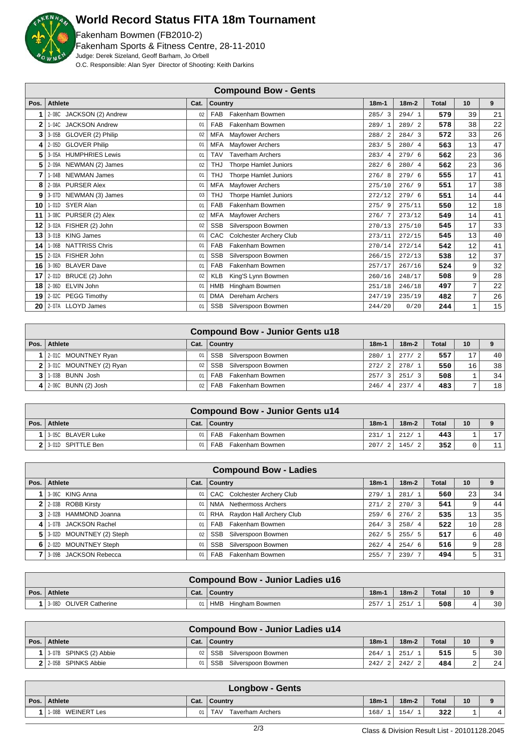# World Record Status FITA 18m Tournament

Fakenham Bowmen (FB2010-2)
Fakenham Sports & Fitness Centre, 28-11-2010
Judge: Derek Sizeland, Geoff Barham, Jo Orbell
O.C. Responsible: Alan Syer Director of Shooting: Keith Darkins

## Compound Bow - Gents

| Pos. | Athlete | Cat. | Country | 18m-1 | 18m-2 | Total | 10 | 9 |
|---|---|---|---|---|---|---|---|---|
| 1 | 2-08C JACKSON (2) Andrew | 02 | FAB Fakenham Bowmen | 285/ 3 | 294/ 1 | 579 | 39 | 21 |
| 2 | 1-04C JACKSON Andrew | 01 | FAB Fakenham Bowmen | 289/ 1 | 289/ 2 | 578 | 38 | 22 |
| 3 | 3-05B GLOVER (2) Philip | 02 | MFA Mayflower Archers | 288/ 2 | 284/ 3 | 572 | 33 | 26 |
| 4 | 2-05D GLOVER Philip | 01 | MFA Mayflower Archers | 283/ 5 | 280/ 4 | 563 | 13 | 47 |
| 5 | 3-05A HUMPHRIES Lewis | 01 | TAV Taverham Archers | 283/ 4 | 279/ 6 | 562 | 23 | 36 |
| 5 | 2-09A NEWMAN (2) James | 02 | THJ Thorpe Hamlet Juniors | 282/ 6 | 280/ 4 | 562 | 23 | 36 |
| 7 | 1-04B NEWMAN James | 01 | THJ Thorpe Hamlet Juniors | 276/ 8 | 279/ 6 | 555 | 17 | 41 |
| 8 | 2-08A PURSER Alex | 01 | MFA Mayflower Archers | 275/10 | 276/ 9 | 551 | 17 | 38 |
| 9 | 3-07D NEWMAN (3) James | 03 | THJ Thorpe Hamlet Juniors | 272/12 | 279/ 6 | 551 | 14 | 44 |
| 10 | 1-01D SYER Alan | 01 | FAB Fakenham Bowmen | 275/ 9 | 275/11 | 550 | 12 | 18 |
| 11 | 3-08C PURSER (2) Alex | 02 | MFA Mayflower Archers | 276/ 7 | 273/12 | 549 | 14 | 41 |
| 12 | 3-02A FISHER (2) John | 02 | SSB Silverspoon Bowmen | 270/13 | 275/10 | 545 | 17 | 33 |
| 13 | 3-01B KING James | 01 | CAC Colchester Archery Club | 273/11 | 272/15 | 545 | 13 | 40 |
| 14 | 1-06B NATTRISS Chris | 01 | FAB Fakenham Bowmen | 270/14 | 272/14 | 542 | 12 | 41 |
| 15 | 2-02A FISHER John | 01 | SSB Silverspoon Bowmen | 266/15 | 272/13 | 538 | 12 | 37 |
| 16 | 3-06D BLAVER Dave | 01 | FAB Fakenham Bowmen | 257/17 | 267/16 | 524 | 9 | 32 |
| 17 | 2-01D BRUCE (2) John | 02 | KLB King'S Lynn Bowmen | 260/16 | 248/17 | 508 | 9 | 28 |
| 18 | 2-06D ELVIN John | 01 | HMB Hingham Bowmen | 251/18 | 246/18 | 497 | 7 | 22 |
| 19 | 2-02C PEGG Timothy | 01 | DMA Dereham Archers | 247/19 | 235/19 | 482 | 7 | 26 |
| 20 | 2-07A LLOYD James | 01 | SSB Silverspoon Bowmen | 244/20 | 0/20 | 244 | 1 | 15 |

## Compound Bow - Junior Gents u18

| Pos. | Athlete | Cat. | Country | 18m-1 | 18m-2 | Total | 10 | 9 |
|---|---|---|---|---|---|---|---|---|
| 1 | 2-01C MOUNTNEY Ryan | 01 | SSB Silverspoon Bowmen | 280/ 1 | 277/ 2 | 557 | 17 | 40 |
| 2 | 3-01C MOUNTNEY (2) Ryan | 02 | SSB Silverspoon Bowmen | 272/ 2 | 278/ 1 | 550 | 16 | 38 |
| 3 | 1-03B BUNN Josh | 01 | FAB Fakenham Bowmen | 257/ 3 | 251/ 3 | 508 | 1 | 34 |
| 4 | 2-06C BUNN (2) Josh | 02 | FAB Fakenham Bowmen | 246/ 4 | 237/ 4 | 483 | 7 | 18 |

## Compound Bow - Junior Gents u14

| Pos. | Athlete | Cat. | Country | 18m-1 | 18m-2 | Total | 10 | 9 |
|---|---|---|---|---|---|---|---|---|
| 1 | 3-05C BLAVER Luke | 01 | FAB Fakenham Bowmen | 231/ 1 | 212/ 1 | 443 | 1 | 17 |
| 2 | 3-01D SPITTLE Ben | 01 | FAB Fakenham Bowmen | 207/ 2 | 145/ 2 | 352 | 0 | 11 |

## Compound Bow - Ladies

| Pos. | Athlete | Cat. | Country | 18m-1 | 18m-2 | Total | 10 | 9 |
|---|---|---|---|---|---|---|---|---|
| 1 | 3-06C KING Anna | 01 | CAC Colchester Archery Club | 279/ 1 | 281/ 1 | 560 | 23 | 34 |
| 2 | 2-03B ROBB Kirsty | 01 | NMA Nethermoss Archers | 271/ 2 | 270/ 3 | 541 | 9 | 44 |
| 3 | 2-02B HAMMOND Joanna | 01 | RHA Raydon Hall Archery Club | 259/ 6 | 276/ 2 | 535 | 13 | 35 |
| 4 | 1-07B JACKSON Rachel | 01 | FAB Fakenham Bowmen | 264/ 3 | 258/ 4 | 522 | 10 | 28 |
| 5 | 3-02D MOUNTNEY (2) Steph | 02 | SSB Silverspoon Bowmen | 262/ 5 | 255/ 5 | 517 | 6 | 40 |
| 6 | 2-02D MOUNTNEY Steph | 01 | SSB Silverspoon Bowmen | 262/ 4 | 254/ 6 | 516 | 9 | 28 |
| 7 | 3-09B JACKSON Rebecca | 01 | FAB Fakenham Bowmen | 255/ 7 | 239/ 7 | 494 | 5 | 31 |

## Compound Bow - Junior Ladies u16

| Pos. | Athlete | Cat. | Country | 18m-1 | 18m-2 | Total | 10 | 9 |
|---|---|---|---|---|---|---|---|---|
| 1 | 3-08D OLIVER Catherine | 01 | HMB Hingham Bowmen | 257/ 1 | 251/ 1 | 508 | 4 | 30 |

## Compound Bow - Junior Ladies u14

| Pos. | Athlete | Cat. | Country | 18m-1 | 18m-2 | Total | 10 | 9 |
|---|---|---|---|---|---|---|---|---|
| 1 | 3-07B SPINKS (2) Abbie | 02 | SSB Silverspoon Bowmen | 264/ 1 | 251/ 1 | 515 | 5 | 30 |
| 2 | 2-05B SPINKS Abbie | 01 | SSB Silverspoon Bowmen | 242/ 2 | 242/ 2 | 484 | 2 | 24 |

## Longbow - Gents

| Pos. | Athlete | Cat. | Country | 18m-1 | 18m-2 | Total | 10 | 9 |
|---|---|---|---|---|---|---|---|---|
| 1 | 1-08B WEINERT Les | 01 | TAV Taverham Archers | 168/ 1 | 154/ 1 | 322 | 1 | 4 |

Class & Division Result List - 20101128.2045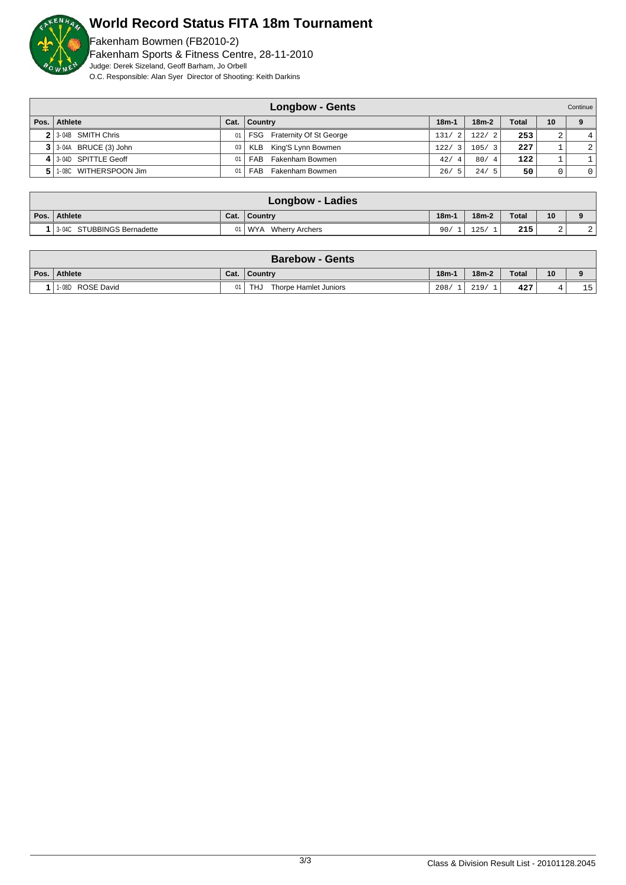# World Record Status FITA 18m Tournament

Fakenham Bowmen (FB2010-2)
Fakenham Sports & Fitness Centre, 28-11-2010
Judge: Derek Sizeland, Geoff Barham, Jo Orbell
O.C. Responsible: Alan Syer Director of Shooting: Keith Darkins

## Longbow - Gents

Continue

| Pos. | Athlete | Cat. | Country | 18m-1 | 18m-2 | Total | 10 | 9 |
|---|---|---|---|---|---|---|---|---|
| 2 | 3-04B SMITH Chris | 01 | FSG Fraternity Of St George | 131/ 2 | 122/ 2 | 253 | 2 | 4 |
| 3 | 3-04A BRUCE (3) John | 03 | KLB King'S Lynn Bowmen | 122/ 3 | 105/ 3 | 227 | 1 | 2 |
| 4 | 3-04D SPITTLE Geoff | 01 | FAB Fakenham Bowmen | 42/ 4 | 80/ 4 | 122 | 1 | 1 |
| 5 | 1-08C WITHERSPOON Jim | 01 | FAB Fakenham Bowmen | 26/ 5 | 24/ 5 | 50 | 0 | 0 |

## Longbow - Ladies

| Pos. | Athlete | Cat. | Country | 18m-1 | 18m-2 | Total | 10 | 9 |
|---|---|---|---|---|---|---|---|---|
| 1 | 3-04C STUBBINGS Bernadette | 01 | WYA Wherry Archers | 90/ 1 | 125/ 1 | 215 | 2 | 2 |

## Barebow - Gents

| Pos. | Athlete | Cat. | Country | 18m-1 | 18m-2 | Total | 10 | 9 |
|---|---|---|---|---|---|---|---|---|
| 1 | 1-08D ROSE David | 01 | THJ Thorpe Hamlet Juniors | 208/ 1 | 219/ 1 | 427 | 4 | 15 |

Class & Division Result List - 20101128.2045